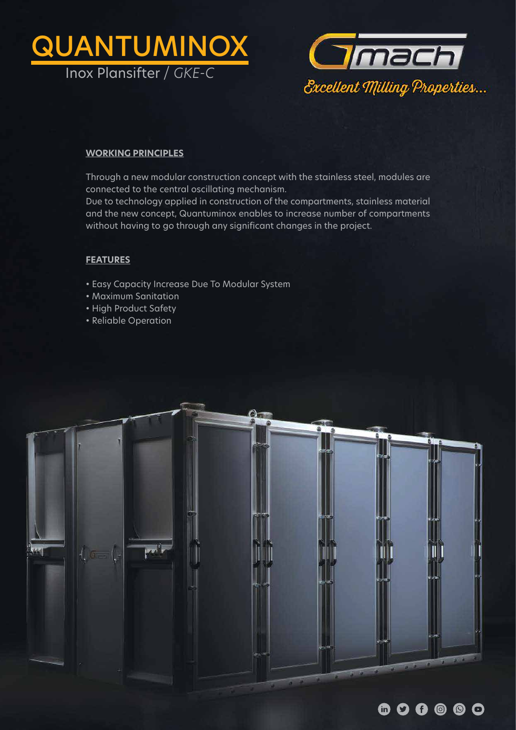# QUANTUMINOX

Inox Plansifter / *GKE-C*

Gmach

*Excellent Milling Properties...*

## WORKING PRINCIPLES

Through a new modular construction concept with the stainless steel, modules are connected to the central oscillating mechanism.
Due to technology applied in construction of the compartments, stainless material and the new concept, Quantuminox enables to increase number of compartments without having to go through any significant changes in the project.

## FEATURES

- Easy Capacity Increase Due To Modular System
- Maximum Sanitation
- High Product Safety
- Reliable Operation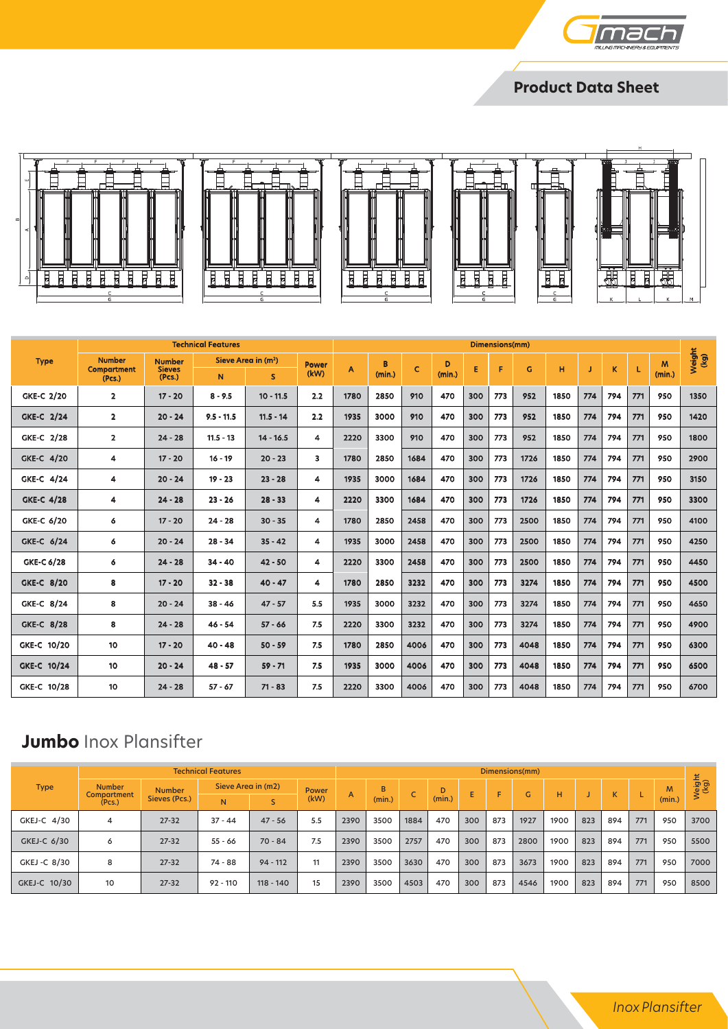## Product Data Sheet

| Type | Technical Features | | | | | Dimensions(mm) | | | | | | | | | | | | | Weight (kg) |
|---|---|---|---|---|---|---|---|---|---|---|---|---|---|---|---|---|---|---|---|
| | Number Compartment (Pcs.) | Number Sieves (Pcs.) | Sieve Area in ($m^2$) | | Power (kW) | A | B (min.) | C | D (min.) | E | F | G | H | J | K | L | M (min.) | | |
| | | | N | S | | | | | | | | | | | | | | | |
| GKE-C 2/20 | 2 | 17 - 20 | 8 - 9.5 | 10 - 11.5 | 2.2 | 1780 | 2850 | 910 | 470 | 300 | 773 | 952 | 1850 | 774 | 794 | 771 | 950 | | 1350 |
| GKE-C 2/24 | 2 | 20 - 24 | 9.5 - 11.5 | 11.5 - 14 | 2.2 | 1935 | 3000 | 910 | 470 | 300 | 773 | 952 | 1850 | 774 | 794 | 771 | 950 | | 1420 |
| GKE-C 2/28 | 2 | 24 - 28 | 11.5 - 13 | 14 - 16.5 | 4 | 2220 | 3300 | 910 | 470 | 300 | 773 | 952 | 1850 | 774 | 794 | 771 | 950 | | 1800 |
| GKE-C 4/20 | 4 | 17 - 20 | 16 - 19 | 20 - 23 | 3 | 1780 | 2850 | 1684 | 470 | 300 | 773 | 1726 | 1850 | 774 | 794 | 771 | 950 | | 2900 |
| GKE-C 4/24 | 4 | 20 - 24 | 19 - 23 | 23 - 28 | 4 | 1935 | 3000 | 1684 | 470 | 300 | 773 | 1726 | 1850 | 774 | 794 | 771 | 950 | | 3150 |
| GKE-C 4/28 | 4 | 24 - 28 | 23 - 26 | 28 - 33 | 4 | 2220 | 3300 | 1684 | 470 | 300 | 773 | 1726 | 1850 | 774 | 794 | 771 | 950 | | 3300 |
| GKE-C 6/20 | 6 | 17 - 20 | 24 - 28 | 30 - 35 | 4 | 1780 | 2850 | 2458 | 470 | 300 | 773 | 2500 | 1850 | 774 | 794 | 771 | 950 | | 4100 |
| GKE-C 6/24 | 6 | 20 - 24 | 28 - 34 | 35 - 42 | 4 | 1935 | 3000 | 2458 | 470 | 300 | 773 | 2500 | 1850 | 774 | 794 | 771 | 950 | | 4250 |
| GKE-C 6/28 | 6 | 24 - 28 | 34 - 40 | 42 - 50 | 4 | 2220 | 3300 | 2458 | 470 | 300 | 773 | 2500 | 1850 | 774 | 794 | 771 | 950 | | 4450 |
| GKE-C 8/20 | 8 | 17 - 20 | 32 - 38 | 40 - 47 | 4 | 1780 | 2850 | 3232 | 470 | 300 | 773 | 3274 | 1850 | 774 | 794 | 771 | 950 | | 4500 |
| GKE-C 8/24 | 8 | 20 - 24 | 38 - 46 | 47 - 57 | 5.5 | 1935 | 3000 | 3232 | 470 | 300 | 773 | 3274 | 1850 | 774 | 794 | 771 | 950 | | 4650 |
| GKE-C 8/28 | 8 | 24 - 28 | 46 - 54 | 57 - 66 | 7.5 | 2220 | 3300 | 3232 | 470 | 300 | 773 | 3274 | 1850 | 774 | 794 | 771 | 950 | | 4900 |
| GKE-C 10/20 | 10 | 17 - 20 | 40 - 48 | 50 - 59 | 7.5 | 1780 | 2850 | 4006 | 470 | 300 | 773 | 4048 | 1850 | 774 | 794 | 771 | 950 | | 6300 |
| GKE-C 10/24 | 10 | 20 - 24 | 48 - 57 | 59 - 71 | 7.5 | 1935 | 3000 | 4006 | 470 | 300 | 773 | 4048 | 1850 | 774 | 794 | 771 | 950 | | 6500 |
| GKE-C 10/28 | 10 | 24 - 28 | 57 - 67 | 71 - 83 | 7.5 | 2220 | 3300 | 4006 | 470 | 300 | 773 | 4048 | 1850 | 774 | 794 | 771 | 950 | | 6700 |

## **Jumbo** Inox Plansifter

| Type | Technical Features | | | | | Dimensions(mm) | | | | | | | | | | | | Weight (kg) |
|---|---|---|---|---|---|---|---|---|---|---|---|---|---|---|---|---|---|---|
| | Number Compartment (Pcs.) | Number Sieves (Pcs.) | Sieve Area in (m2) | | Power (kW) | A | B (min.) | C | D (min.) | E | F | G | H | J | K | L | M (min.) | |
| | | | N | S | | | | | | | | | | | | | | |
| GKEJ-C 4/30 | 4 | 27-32 | 37 - 44 | 47 - 56 | 5.5 | 2390 | 3500 | 1884 | 470 | 300 | 873 | 1927 | 1900 | 823 | 894 | 771 | 950 | 3700 |
| GKEJ-C 6/30 | 6 | 27-32 | 55 - 66 | 70 - 84 | 7.5 | 2390 | 3500 | 2757 | 470 | 300 | 873 | 2800 | 1900 | 823 | 894 | 771 | 950 | 5500 |
| GKEJ -C 8/30 | 8 | 27-32 | 74 - 88 | 94 - 112 | 11 | 2390 | 3500 | 3630 | 470 | 300 | 873 | 3673 | 1900 | 823 | 894 | 771 | 950 | 7000 |
| GKEJ-C 10/30 | 10 | 27-32 | 92 - 110 | 118 - 140 | 15 | 2390 | 3500 | 4503 | 470 | 300 | 873 | 4546 | 1900 | 823 | 894 | 771 | 950 | 8500 |